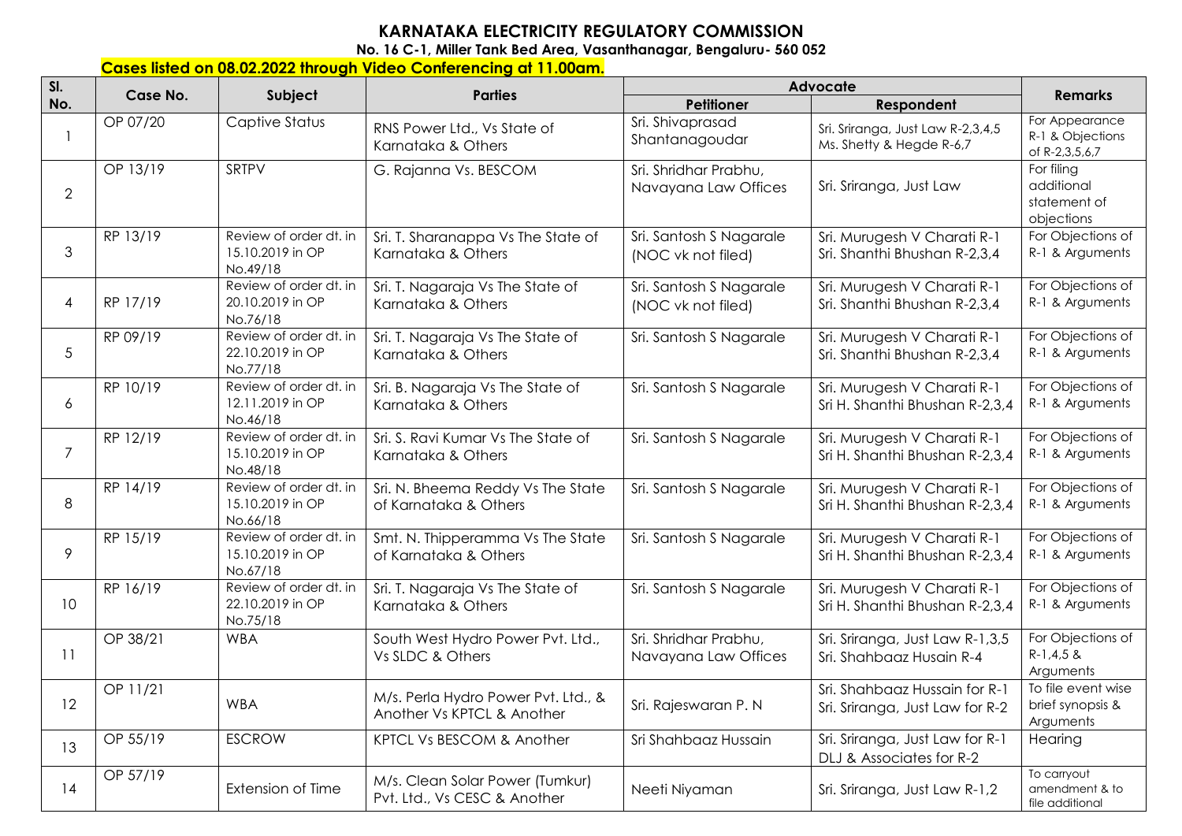# KARNATAKA ELECTRICITY REGULATORY COMMISSION

**No. 16 C-1, Miller Tank Bed Area, Vasanthanagar, Bengaluru- 560 052**

**Cases listed on 08.02.2022 through Video Conferencing at 11.00am.**

| Sl. No. | Case No. | Subject | Parties | Advocate | | Remarks |
|---|---|---|---|---|---|---|
| | | | | Petitioner | Respondent | |
| 1 | OP 07/20 | Captive Status | RNS Power Ltd., Vs State of Karnataka & Others | Sri. Shivaprasad Shantanagoudar | Sri. Sriranga, Just Law R-2,3,4,5 Ms. Shetty & Hegde R-6,7 | For Appearance R-1 & Objections of R-2,3,5,6,7 |
| 2 | OP 13/19 | SRTPV | G. Rajanna Vs. BESCOM | Sri. Shridhar Prabhu, Navayana Law Offices | Sri. Sriranga, Just Law | For filing additional statement of objections |
| 3 | RP 13/19 | Review of order dt. in 15.10.2019 in OP No.49/18 | Sri. T. Sharanappa Vs The State of Karnataka & Others | Sri. Santosh S Nagarale (NOC vk not filed) | Sri. Murugesh V Charati R-1 Sri. Shanthi Bhushan R-2,3,4 | For Objections of R-1 & Arguments |
| 4 | RP 17/19 | Review of order dt. in 20.10.2019 in OP No.76/18 | Sri. T. Nagaraja Vs The State of Karnataka & Others | Sri. Santosh S Nagarale (NOC vk not filed) | Sri. Murugesh V Charati R-1 Sri. Shanthi Bhushan R-2,3,4 | For Objections of R-1 & Arguments |
| 5 | RP 09/19 | Review of order dt. in 22.10.2019 in OP No.77/18 | Sri. T. Nagaraja Vs The State of Karnataka & Others | Sri. Santosh S Nagarale | Sri. Murugesh V Charati R-1 Sri. Shanthi Bhushan R-2,3,4 | For Objections of R-1 & Arguments |
| 6 | RP 10/19 | Review of order dt. in 12.11.2019 in OP No.46/18 | Sri. B. Nagaraja Vs The State of Karnataka & Others | Sri. Santosh S Nagarale | Sri. Murugesh V Charati R-1 Sri H. Shanthi Bhushan R-2,3,4 | For Objections of R-1 & Arguments |
| 7 | RP 12/19 | Review of order dt. in 15.10.2019 in OP No.48/18 | Sri. S. Ravi Kumar Vs The State of Karnataka & Others | Sri. Santosh S Nagarale | Sri. Murugesh V Charati R-1 Sri H. Shanthi Bhushan R-2,3,4 | For Objections of R-1 & Arguments |
| 8 | RP 14/19 | Review of order dt. in 15.10.2019 in OP No.66/18 | Sri. N. Bheema Reddy Vs The State of Karnataka & Others | Sri. Santosh S Nagarale | Sri. Murugesh V Charati R-1 Sri H. Shanthi Bhushan R-2,3,4 | For Objections of R-1 & Arguments |
| 9 | RP 15/19 | Review of order dt. in 15.10.2019 in OP No.67/18 | Smt. N. Thipperamma Vs The State of Karnataka & Others | Sri. Santosh S Nagarale | Sri. Murugesh V Charati R-1 Sri H. Shanthi Bhushan R-2,3,4 | For Objections of R-1 & Arguments |
| 10 | RP 16/19 | Review of order dt. in 22.10.2019 in OP No.75/18 | Sri. T. Nagaraja Vs The State of Karnataka & Others | Sri. Santosh S Nagarale | Sri. Murugesh V Charati R-1 Sri H. Shanthi Bhushan R-2,3,4 | For Objections of R-1 & Arguments |
| 11 | OP 38/21 | WBA | South West Hydro Power Pvt. Ltd., Vs SLDC & Others | Sri. Shridhar Prabhu, Navayana Law Offices | Sri. Sriranga, Just Law R-1,3,5 Sri. Shahbaaz Husain R-4 | For Objections of R-1,4,5 & Arguments |
| 12 | OP 11/21 | WBA | M/s. Perla Hydro Power Pvt. Ltd., & Another Vs KPTCL & Another | Sri. Rajeswaran P. N | Sri. Shahbaaz Hussain for R-1 Sri. Sriranga, Just Law for R-2 | To file event wise brief synopsis & Arguments |
| 13 | OP 55/19 | ESCROW | KPTCL Vs BESCOM & Another | Sri Shahbaaz Hussain | Sri. Sriranga, Just Law for R-1 DLJ & Associates for R-2 | Hearing |
| 14 | OP 57/19 | Extension of Time | M/s. Clean Solar Power (Tumkur) Pvt. Ltd., Vs CESC & Another | Neeti Niyaman | Sri. Sriranga, Just Law R-1,2 | To carryout amendment & to file additional |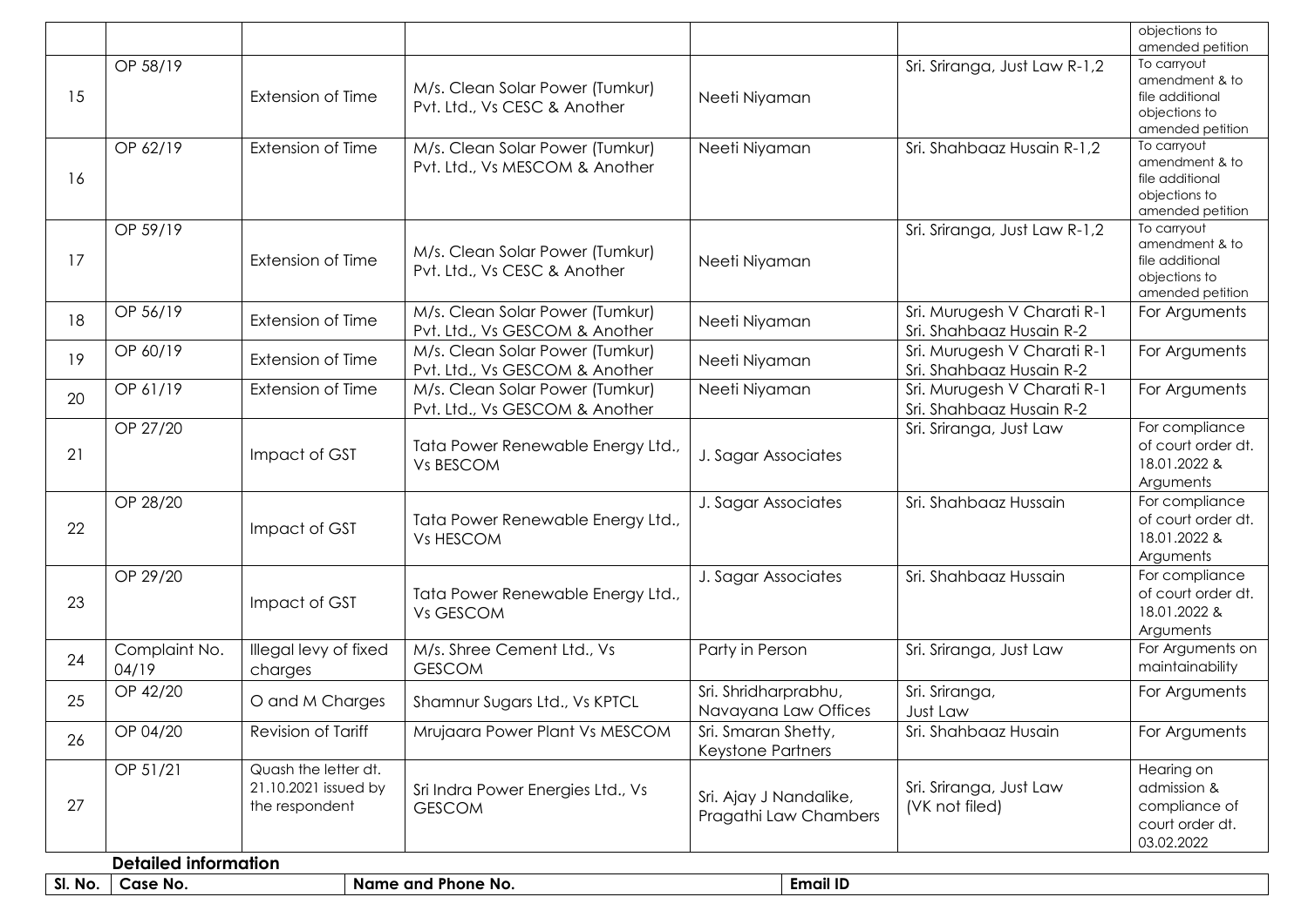| | | | | | | objections to amended petition |
|---|---|---|---|---|---|---|
| 15 | OP 58/19 | Extension of Time | M/s. Clean Solar Power (Tumkur) Pvt. Ltd., Vs CESC & Another | Neeti Niyaman | Sri. Sriranga, Just Law R-1,2 | To carryout amendment & to file additional objections to amended petition |
| 16 | OP 62/19 | Extension of Time | M/s. Clean Solar Power (Tumkur) Pvt. Ltd., Vs MESCOM & Another | Neeti Niyaman | Sri. Shahbaaz Husain R-1,2 | To carryout amendment & to file additional objections to amended petition |
| 17 | OP 59/19 | Extension of Time | M/s. Clean Solar Power (Tumkur) Pvt. Ltd., Vs CESC & Another | Neeti Niyaman | Sri. Sriranga, Just Law R-1,2 | To carryout amendment & to file additional objections to amended petition |
| 18 | OP 56/19 | Extension of Time | M/s. Clean Solar Power (Tumkur) Pvt. Ltd., Vs GESCOM & Another | Neeti Niyaman | Sri. Murugesh V Charati R-1 Sri. Shahbaaz Husain R-2 | For Arguments |
| 19 | OP 60/19 | Extension of Time | M/s. Clean Solar Power (Tumkur) Pvt. Ltd., Vs GESCOM & Another | Neeti Niyaman | Sri. Murugesh V Charati R-1 Sri. Shahbaaz Husain R-2 | For Arguments |
| 20 | OP 61/19 | Extension of Time | M/s. Clean Solar Power (Tumkur) Pvt. Ltd., Vs GESCOM & Another | Neeti Niyaman | Sri. Murugesh V Charati R-1 Sri. Shahbaaz Husain R-2 | For Arguments |
| 21 | OP 27/20 | Impact of GST | Tata Power Renewable Energy Ltd., Vs BESCOM | J. Sagar Associates | Sri. Sriranga, Just Law | For compliance of court order dt. 18.01.2022 & Arguments |
| 22 | OP 28/20 | Impact of GST | Tata Power Renewable Energy Ltd., Vs HESCOM | J. Sagar Associates | Sri. Shahbaaz Hussain | For compliance of court order dt. 18.01.2022 & Arguments |
| 23 | OP 29/20 | Impact of GST | Tata Power Renewable Energy Ltd., Vs GESCOM | J. Sagar Associates | Sri. Shahbaaz Hussain | For compliance of court order dt. 18.01.2022 & Arguments |
| 24 | Complaint No. 04/19 | Illegal levy of fixed charges | M/s. Shree Cement Ltd., Vs GESCOM | Party in Person | Sri. Sriranga, Just Law | For Arguments on maintainability |
| 25 | OP 42/20 | O and M Charges | Shamnur Sugars Ltd., Vs KPTCL | Sri. Shridharprabhu, Navayana Law Offices | Sri. Sriranga, Just Law | For Arguments |
| 26 | OP 04/20 | Revision of Tariff | Mrujaara Power Plant Vs MESCOM | Sri. Smaran Shetty, Keystone Partners | Sri. Shahbaaz Husain | For Arguments |
| 27 | OP 51/21 | Quash the letter dt. 21.10.2021 issued by the respondent | Sri Indra Power Energies Ltd., Vs GESCOM | Sri. Ajay J Nandalike, Pragathi Law Chambers | Sri. Sriranga, Just Law (VK not filed) | Hearing on admission & compliance of court order dt. 03.02.2022 |

**Detailed information**

| Sl. No. | Case No. | Name and Phone No. | Email ID |
|---|---|---|---|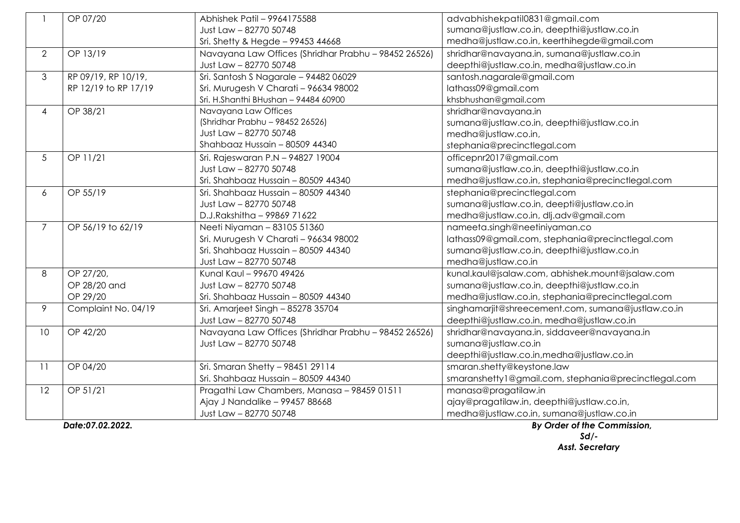| | | | |
|---|---|---|---|
| 1 | OP 07/20 | Abhishek Patil – 9964175588<br>Just Law – 82770 50748<br>Sri. Shetty & Hegde – 99453 44668 | advabhishekpatil0831@gmail.com<br>sumana@justlaw.co.in, deepthi@justlaw.co.in<br>medha@justlaw.co.in, keerthihegde@gmail.com |
| 2 | OP 13/19 | Navayana Law Offices (Shridhar Prabhu – 98452 26526)<br>Just Law – 82770 50748 | shridhar@navayana.in, sumana@justlaw.co.in<br>deepthi@justlaw.co.in, medha@justlaw.co.in |
| 3 | RP 09/19, RP 10/19,<br>RP 12/19 to RP 17/19 | Sri. Santosh S Nagarale – 94482 06029<br>Sri. Murugesh V Charati – 96634 98002<br>Sri. H.Shanthi BHushan – 94484 60900 | santosh.nagarale@gmail.com<br>lathass09@gmail.com<br>khsbhushan@gmail.com |
| 4 | OP 38/21 | Navayana Law Offices<br>(Shridhar Prabhu – 98452 26526)<br>Just Law – 82770 50748<br>Shahbaaz Hussain – 80509 44340 | shridhar@navayana.in<br>sumana@justlaw.co.in, deepthi@justlaw.co.in<br>medha@justlaw.co.in,<br>stephania@precinctlegal.com |
| 5 | OP 11/21 | Sri. Rajeswaran P.N – 94827 19004<br>Just Law – 82770 50748<br>Sri. Shahbaaz Hussain – 80509 44340 | officepnr2017@gmail.com<br>sumana@justlaw.co.in, deepthi@justlaw.co.in<br>medha@justlaw.co.in, stephania@precinctlegal.com |
| 6 | OP 55/19 | Sri. Shahbaaz Hussain – 80509 44340<br>Just Law – 82770 50748<br>D.J.Rakshitha – 99869 71622 | stephania@precinctlegal.com<br>sumana@justlaw.co.in, deepti@justlaw.co.in<br>medha@justlaw.co.in, dlj.adv@gmail.com |
| 7 | OP 56/19 to 62/19 | Neeti Niyaman – 83105 51360<br>Sri. Murugesh V Charati – 96634 98002<br>Sri. Shahbaaz Hussain – 80509 44340<br>Just Law – 82770 50748 | nameeta.singh@neetiniyaman.co<br>lathass09@gmail.com, stephania@precinctlegal.com<br>sumana@justlaw.co.in, deepthi@justlaw.co.in<br>medha@justlaw.co.in |
| 8 | OP 27/20,<br>OP 28/20 and<br>OP 29/20 | Kunal Kaul – 99670 49426<br>Just Law – 82770 50748<br>Sri. Shahbaaz Hussain – 80509 44340 | kunal.kaul@jsalaw.com, abhishek.mount@jsalaw.com<br>sumana@justlaw.co.in, deepthi@justlaw.co.in<br>medha@justlaw.co.in, stephania@precinctlegal.com |
| 9 | Complaint No. 04/19 | Sri. Amarjeet Singh – 85278 35704<br>Just Law – 82770 50748 | singhamarjit@shreecement.com, sumana@justlaw.co.in<br>deepthi@justlaw.co.in, medha@justlaw.co.in |
| 10 | OP 42/20 | Navayana Law Offices (Shridhar Prabhu – 98452 26526)<br>Just Law – 82770 50748 | shridhar@navayana.in, siddaveer@navayana.in<br>sumana@justlaw.co.in<br>deepthi@justlaw.co.in,medha@justlaw.co.in |
| 11 | OP 04/20 | Sri. Smaran Shetty – 98451 29114<br>Sri. Shahbaaz Hussain – 80509 44340 | smaran.shetty@keystone.law<br>smaranshetty1@gmail.com, stephania@precinctlegal.com |
| 12 | OP 51/21 | Pragathi Law Chambers, Manasa – 98459 01511<br>Ajay J Nandalike – 99457 88668<br>Just Law – 82770 50748 | manasa@pragatilaw.in<br>ajay@pragatilaw.in, deepthi@justlaw.co.in,<br>medha@justlaw.co.in, sumana@justlaw.co.in |

***Date:07.02.2022.***

***By Order of the Commission,***

***Sd/-***

***Asst. Secretary***